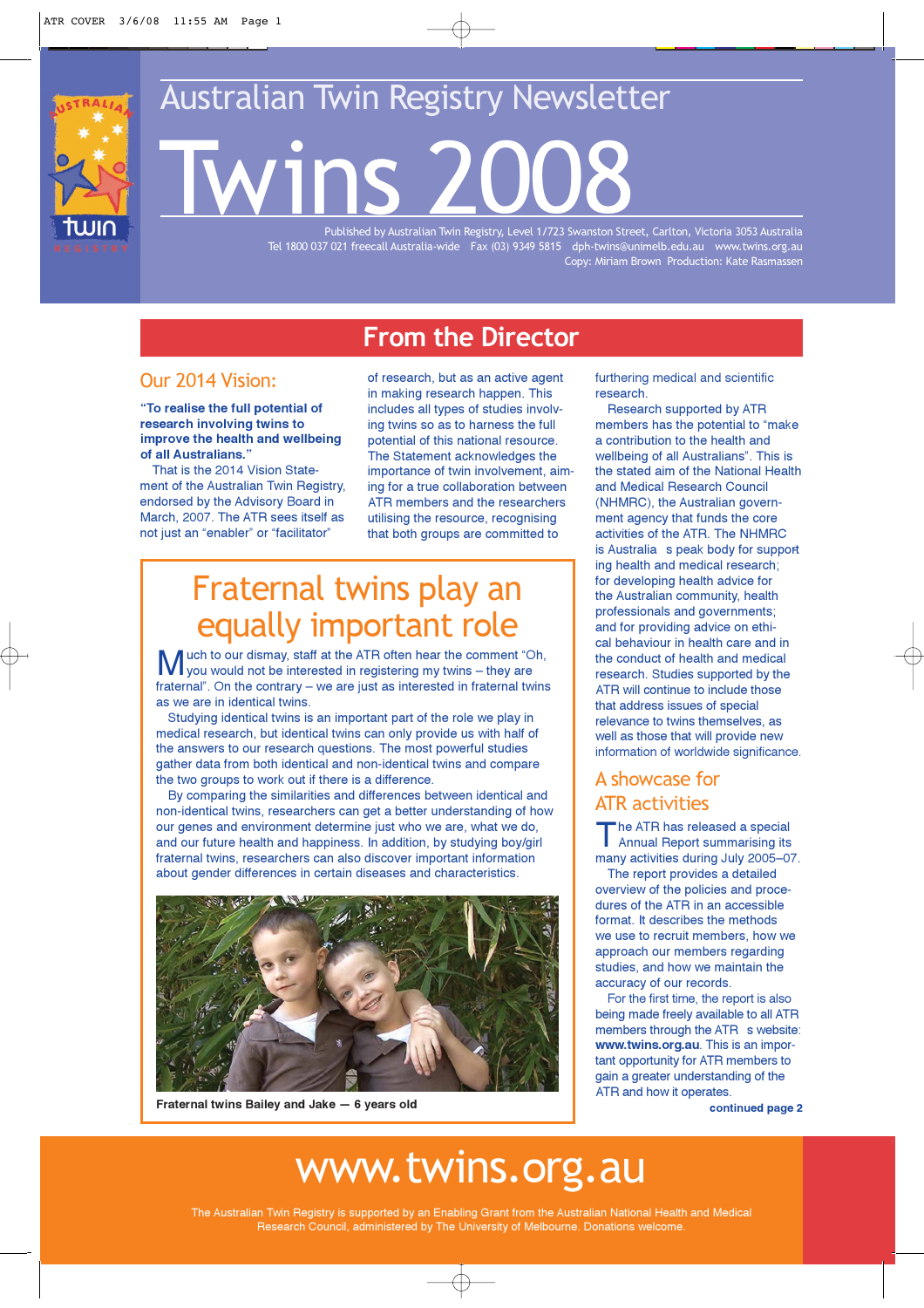# Australian Twin Registry Newsletter

# Twins 2008

Published by Australian Twin Registry, Level 1/723 Swanston Street, Carlton, Victoria 3053 Australia
Tel 1800 037 021 freecall Australia-wide Fax (03) 9349 5815 dph-twins@unimelb.edu.au www.twins.org.au
Copy: Miriam Brown Production: Kate Rasmassen

## From the Director

### Our 2014 Vision:

**"To realise the full potential of research involving twins to improve the health and wellbeing of all Australians."**

That is the 2014 Vision Statement of the Australian Twin Registry, endorsed by the Advisory Board in March, 2007. The ATR sees itself as not just an "enabler" or "facilitator" of research, but as an active agent in making research happen. This includes all types of studies involving twins so as to harness the full potential of this national resource. The Statement acknowledges the importance of twin involvement, aiming for a true collaboration between ATR members and the researchers utilising the resource, recognising that both groups are committed to furthering medical and scientific research.

Research supported by ATR members has the potential to "make a contribution to the health and wellbeing of all Australians". This is the stated aim of the National Health and Medical Research Council (NHMRC), the Australian government agency that funds the core activities of the ATR. The NHMRC is Australia's peak body for supporting health and medical research; for developing health advice for the Australian community, health professionals and governments; and for providing advice on ethical behaviour in health care and in the conduct of health and medical research. Studies supported by the ATR will continue to include those that address issues of special relevance to twins themselves, as well as those that will provide new information of worldwide significance.

## Fraternal twins play an equally important role

Much to our dismay, staff at the ATR often hear the comment "Oh, you would not be interested in registering my twins – they are fraternal". On the contrary – we are just as interested in fraternal twins as we are in identical twins.

Studying identical twins is an important part of the role we play in medical research, but identical twins can only provide us with half of the answers to our research questions. The most powerful studies gather data from both identical and non-identical twins and compare the two groups to work out if there is a difference.

By comparing the similarities and differences between identical and non-identical twins, researchers can get a better understanding of how our genes and environment determine just who we are, what we do, and our future health and happiness. In addition, by studying boy/girl fraternal twins, researchers can also discover important information about gender differences in certain diseases and characteristics.

**Fraternal twins Bailey and Jake — 6 years old**

### A showcase for ATR activities

The ATR has released a special Annual Report summarising its many activities during July 2005–07.

The report provides a detailed overview of the policies and procedures of the ATR in an accessible format. It describes the methods we use to recruit members, how we approach our members regarding studies, and how we maintain the accuracy of our records.

For the first time, the report is also being made freely available to all ATR members through the ATR's website: **www.twins.org.au**. This is an important opportunity for ATR members to gain a greater understanding of the ATR and how it operates.

**continued page 2**

# www.twins.org.au

The Australian Twin Registry is supported by an Enabling Grant from the Australian National Health and Medical Research Council, administered by The University of Melbourne. Donations welcome.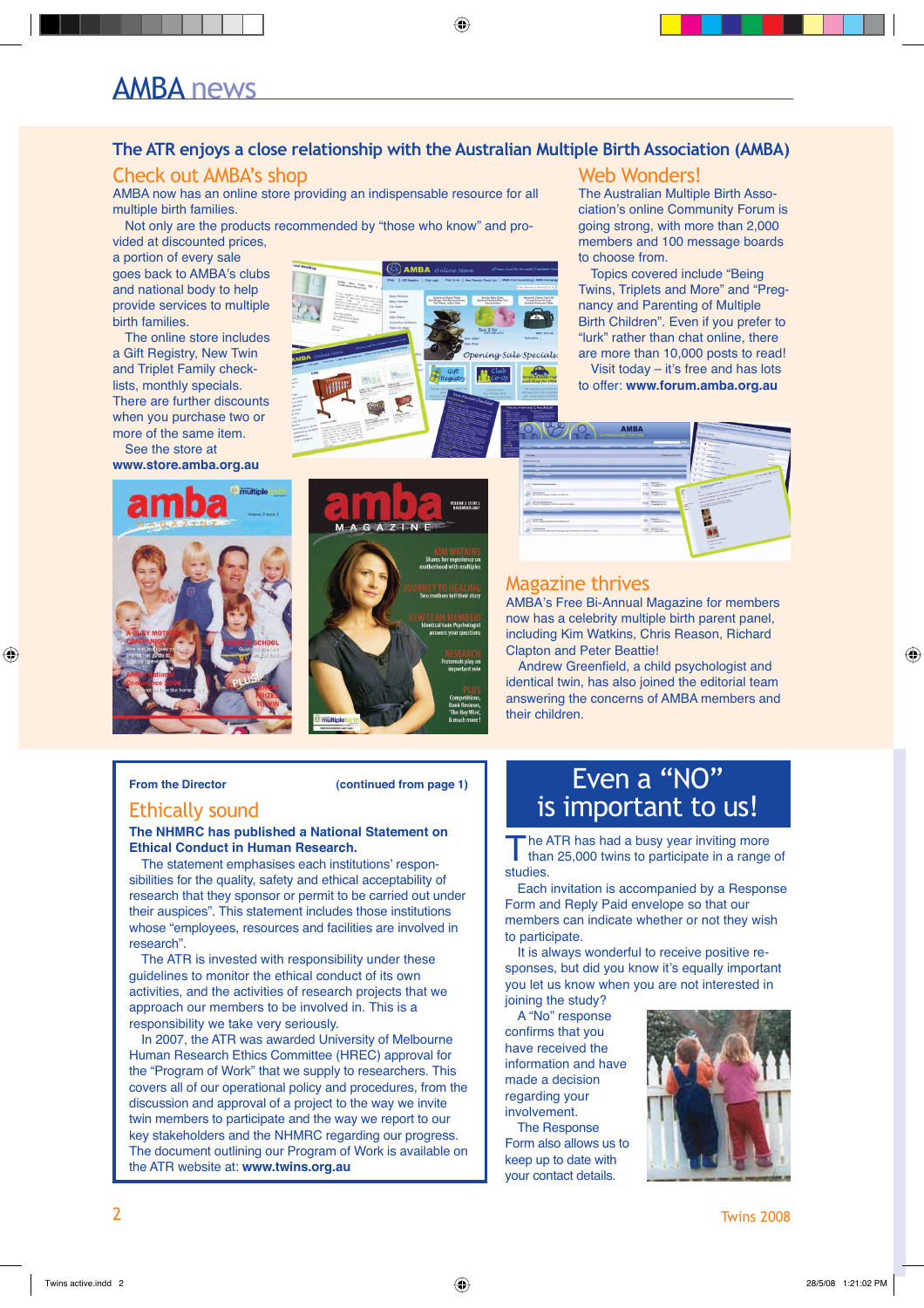# AMBA news

## The ATR enjoys a close relationship with the Australian Multiple Birth Association (AMBA)

### Check out AMBA's shop

AMBA now has an online store providing an indispensable resource for all multiple birth families.

Not only are the products recommended by "those who know" and provided at discounted prices, a portion of every sale goes back to AMBA's clubs and national body to help provide services to multiple birth families.

The online store includes a Gift Registry, New Twin and Triplet Family checklists, monthly specials. There are further discounts when you purchase two or more of the same item.

See the store at **www.store.amba.org.au**

### Web Wonders!

The Australian Multiple Birth Association's online Community Forum is going strong, with more than 2,000 members and 100 message boards to choose from.

Topics covered include "Being Twins, Triplets and More" and "Pregnancy and Parenting of Multiple Birth Children". Even if you prefer to "lurk" rather than chat online, there are more than 10,000 posts to read!

Visit today – it's free and has lots to offer: **www.forum.amba.org.au**

### Magazine thrives

AMBA's Free Bi-Annual Magazine for members now has a celebrity multiple birth parent panel, including Kim Watkins, Chris Reason, Richard Clapton and Peter Beattie!

Andrew Greenfield, a child psychologist and identical twin, has also joined the editorial team answering the concerns of AMBA members and their children.

---

**From the Director** **(continued from page 1)**

### Ethically sound

**The NHMRC has published a National Statement on Ethical Conduct in Human Research.**

The statement emphasises each institutions' responsibilities for the quality, safety and ethical acceptability of research that they sponsor or permit to be carried out under their auspices". This statement includes those institutions whose "employees, resources and facilities are involved in research".

The ATR is invested with responsibility under these guidelines to monitor the ethical conduct of its own activities, and the activities of research projects that we approach our members to be involved in. This is a responsibility we take very seriously.

In 2007, the ATR was awarded University of Melbourne Human Research Ethics Committee (HREC) approval for the "Program of Work" that we supply to researchers. This covers all of our operational policy and procedures, from the discussion and approval of a project to the way we invite twin members to participate and the way we report to our key stakeholders and the NHMRC regarding our progress. The document outlining our Program of Work is available on the ATR website at: **www.twins.org.au**

---

## Even a "NO" is important to us!

The ATR has had a busy year inviting more than 25,000 twins to participate in a range of studies.

Each invitation is accompanied by a Response Form and Reply Paid envelope so that our members can indicate whether or not they wish to participate.

It is always wonderful to receive positive responses, but did you know it's equally important you let us know when you are not interested in joining the study?

A "No" response confirms that you have received the information and have made a decision regarding your involvement.

The Response Form also allows us to keep up to date with your contact details.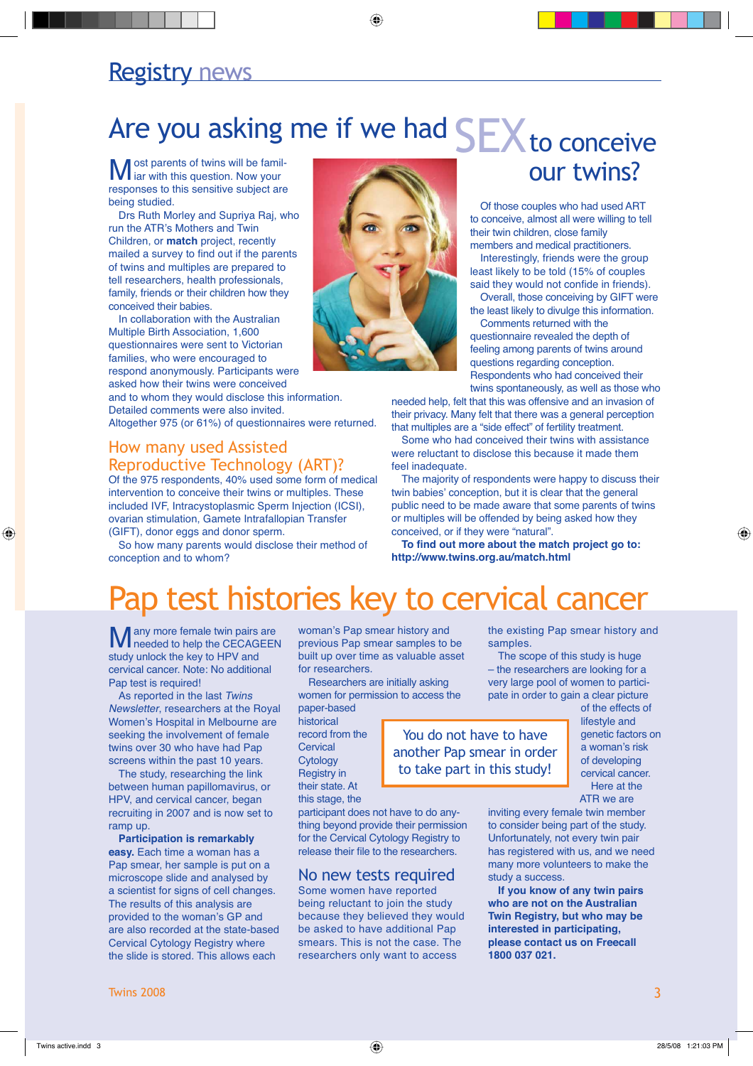## Registry news

# Are you asking me if we had SEX to conceive our twins?

Most parents of twins will be familiar with this question. Now your responses to this sensitive subject are being studied.

Drs Ruth Morley and Supriya Raj, who run the ATR's Mothers and Twin Children, or **match** project, recently mailed a survey to find out if the parents of twins and multiples are prepared to tell researchers, health professionals, family, friends or their children how they conceived their babies.

In collaboration with the Australian Multiple Birth Association, 1,600 questionnaires were sent to Victorian families, who were encouraged to respond anonymously. Participants were asked how their twins were conceived and to whom they would disclose this information. Detailed comments were also invited. Altogether 975 (or 61%) of questionnaires were returned.

### How many used Assisted Reproductive Technology (ART)?

Of the 975 respondents, 40% used some form of medical intervention to conceive their twins or multiples. These included IVF, Intracystoplasmic Sperm Injection (ICSI), ovarian stimulation, Gamete Intrafallopian Transfer (GIFT), donor eggs and donor sperm.

So how many parents would disclose their method of conception and to whom?

Of those couples who had used ART to conceive, almost all were willing to tell their twin children, close family members and medical practitioners.

Interestingly, friends were the group least likely to be told (15% of couples said they would not confide in friends).

Overall, those conceiving by GIFT were the least likely to divulge this information.

Comments returned with the questionnaire revealed the depth of feeling among parents of twins around questions regarding conception. Respondents who had conceived their twins spontaneously, as well as those who needed help, felt that this was offensive and an invasion of their privacy. Many felt that there was a general perception that multiples are a "side effect" of fertility treatment.

Some who had conceived their twins with assistance were reluctant to disclose this because it made them feel inadequate.

The majority of respondents were happy to discuss their twin babies' conception, but it is clear that the general public need to be made aware that some parents of twins or multiples will be offended by being asked how they conceived, or if they were "natural".

**To find out more about the match project go to: http://www.twins.org.au/match.html**

# Pap test histories key to cervical cancer

Many more female twin pairs are needed to help the CECAGEEN study unlock the key to HPV and cervical cancer. Note: No additional Pap test is required!

As reported in the last *Twins Newsletter*, researchers at the Royal Women's Hospital in Melbourne are seeking the involvement of female twins over 30 who have had Pap screens within the past 10 years.

The study, researching the link between human papillomavirus, or HPV, and cervical cancer, began recruiting in 2007 and is now set to ramp up.

**Participation is remarkably easy.** Each time a woman has a Pap smear, her sample is put on a microscope slide and analysed by a scientist for signs of cell changes. The results of this analysis are provided to the woman's GP and are also recorded at the state-based Cervical Cytology Registry where the slide is stored. This allows each woman's Pap smear history and previous Pap smear samples to be built up over time as valuable asset for researchers.

Researchers are initially asking women for permission to access the paper-based historical record from the Cervical Cytology Registry in their state. At this stage, the participant does not have to do anything beyond provide their permission for the Cervical Cytology Registry to release their file to the researchers.

You do not have to have another Pap smear in order to take part in this study!

### No new tests required

Some women have reported being reluctant to join the study because they believed they would be asked to have additional Pap smears. This is not the case. The researchers only want to access the existing Pap smear history and samples.

The scope of this study is huge – the researchers are looking for a very large pool of women to participate in order to gain a clear picture of the effects of lifestyle and genetic factors on a woman's risk of developing cervical cancer.

Here at the ATR we are inviting every female twin member to consider being part of the study. Unfortunately, not every twin pair has registered with us, and we need many more volunteers to make the study a success.

**If you know of any twin pairs who are not on the Australian Twin Registry, but who may be interested in participating, please contact us on Freecall 1800 037 021.**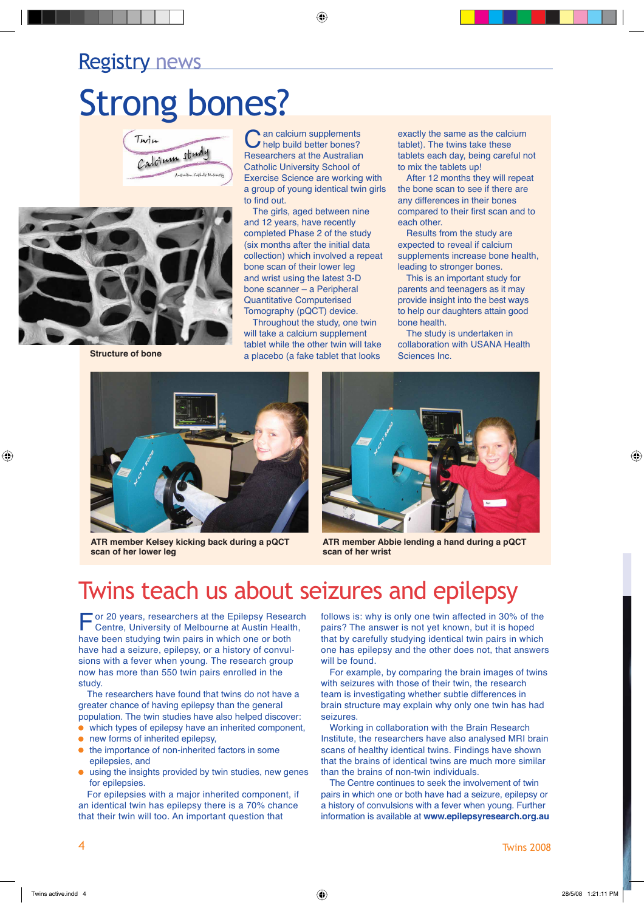Registry news

# Strong bones?

Structure of bone

Can calcium supplements help build better bones? Researchers at the Australian Catholic University School of Exercise Science are working with a group of young identical twin girls to find out.

The girls, aged between nine and 12 years, have recently completed Phase 2 of the study (six months after the initial data collection) which involved a repeat bone scan of their lower leg and wrist using the latest 3-D bone scanner – a Peripheral Quantitative Computerised Tomography (pQCT) device.

Throughout the study, one twin will take a calcium supplement tablet while the other twin will take a placebo (a fake tablet that looks exactly the same as the calcium tablet). The twins take these tablets each day, being careful not to mix the tablets up!

After 12 months they will repeat the bone scan to see if there are any differences in their bones compared to their first scan and to each other.

Results from the study are expected to reveal if calcium supplements increase bone health, leading to stronger bones.

This is an important study for parents and teenagers as it may provide insight into the best ways to help our daughters attain good bone health.

The study is undertaken in collaboration with USANA Health Sciences Inc.

ATR member Kelsey kicking back during a pQCT scan of her lower leg

ATR member Abbie lending a hand during a pQCT scan of her wrist

# Twins teach us about seizures and epilepsy

For 20 years, researchers at the Epilepsy Research Centre, University of Melbourne at Austin Health, have been studying twin pairs in which one or both have had a seizure, epilepsy, or a history of convulsions with a fever when young. The research group now has more than 550 twin pairs enrolled in the study.

The researchers have found that twins do not have a greater chance of having epilepsy than the general population. The twin studies have also helped discover:

- which types of epilepsy have an inherited component,
- new forms of inherited epilepsy,
- the importance of non-inherited factors in some epilepsies, and
- using the insights provided by twin studies, new genes for epilepsies.

For epilepsies with a major inherited component, if an identical twin has epilepsy there is a 70% chance that their twin will too. An important question that follows is: why is only one twin affected in 30% of the pairs? The answer is not yet known, but it is hoped that by carefully studying identical twin pairs in which one has epilepsy and the other does not, that answers will be found.

For example, by comparing the brain images of twins with seizures with those of their twin, the research team is investigating whether subtle differences in brain structure may explain why only one twin has had seizures.

Working in collaboration with the Brain Research Institute, the researchers have also analysed MRI brain scans of healthy identical twins. Findings have shown that the brains of identical twins are much more similar than the brains of non-twin individuals.

The Centre continues to seek the involvement of twin pairs in which one or both have had a seizure, epilepsy or a history of convulsions with a fever when young. Further information is available at **www.epilepsyresearch.org.au**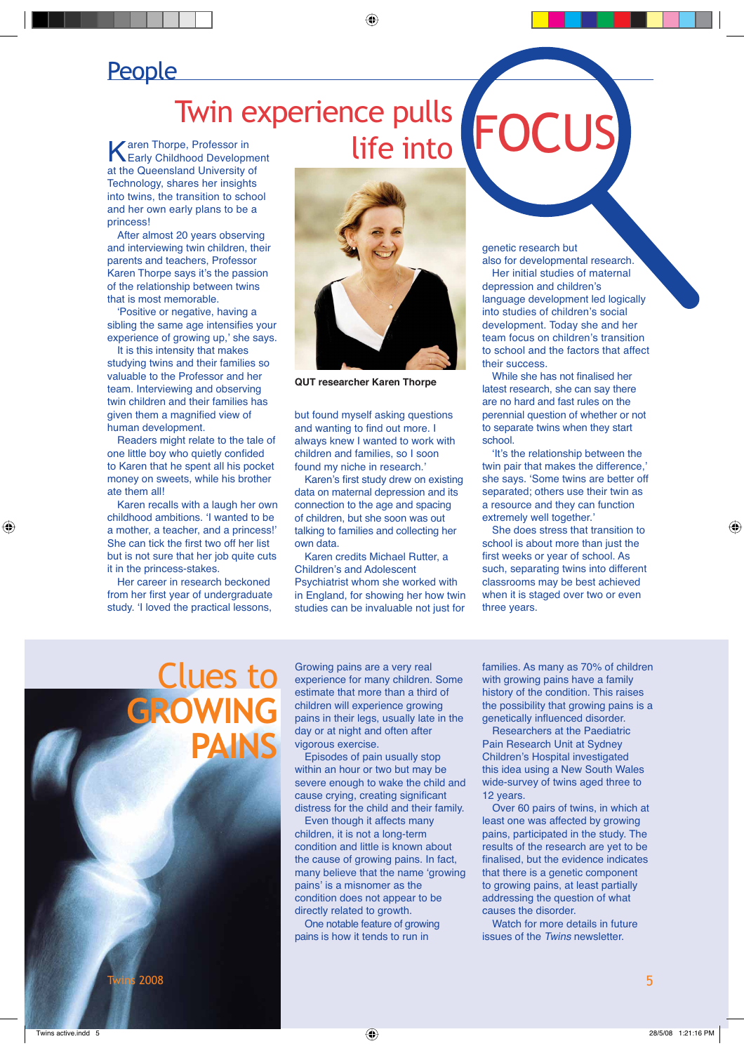## People

# Twin experience pulls life into FOCUS

Karen Thorpe, Professor in Early Childhood Development at the Queensland University of Technology, shares her insights into twins, the transition to school and her own early plans to be a princess!

After almost 20 years observing and interviewing twin children, their parents and teachers, Professor Karen Thorpe says it's the passion of the relationship between twins that is most memorable.

'Positive or negative, having a sibling the same age intensifies your experience of growing up,' she says.

It is this intensity that makes studying twins and their families so valuable to the Professor and her team. Interviewing and observing twin children and their families has given them a magnified view of human development.

Readers might relate to the tale of one little boy who quietly confided to Karen that he spent all his pocket money on sweets, while his brother ate them all!

Karen recalls with a laugh her own childhood ambitions. 'I wanted to be a mother, a teacher, and a princess!' She can tick the first two off her list but is not sure that her job quite cuts it in the princess-stakes.

Her career in research beckoned from her first year of undergraduate study. 'I loved the practical lessons, but found myself asking questions and wanting to find out more. I always knew I wanted to work with children and families, so I soon found my niche in research.'

**QUT researcher Karen Thorpe**

Karen's first study drew on existing data on maternal depression and its connection to the age and spacing of children, but she soon was out talking to families and collecting her own data.

Karen credits Michael Rutter, a Children's and Adolescent Psychiatrist whom she worked with in England, for showing her how twin studies can be invaluable not just for genetic research but also for developmental research.

Her initial studies of maternal depression and children's language development led logically into studies of children's social development. Today she and her team focus on children's transition to school and the factors that affect their success.

While she has not finalised her latest research, she can say there are no hard and fast rules on the perennial question of whether or not to separate twins when they start school.

'It's the relationship between the twin pair that makes the difference,' she says. 'Some twins are better off separated; others use their twin as a resource and they can function extremely well together.'

She does stress that transition to school is about more than just the first weeks or year of school. As such, separating twins into different classrooms may be best achieved when it is staged over two or even three years.

# Clues to GROWING PAINS

Growing pains are a very real experience for many children. Some estimate that more than a third of children will experience growing pains in their legs, usually late in the day or at night and often after vigorous exercise.

Episodes of pain usually stop within an hour or two but may be severe enough to wake the child and cause crying, creating significant distress for the child and their family.

Even though it affects many children, it is not a long-term condition and little is known about the cause of growing pains. In fact, many believe that the name 'growing pains' is a misnomer as the condition does not appear to be directly related to growth.

One notable feature of growing pains is how it tends to run in families. As many as 70% of children with growing pains have a family history of the condition. This raises the possibility that growing pains is a genetically influenced disorder.

Researchers at the Paediatric Pain Research Unit at Sydney Children's Hospital investigated this idea using a New South Wales wide-survey of twins aged three to 12 years.

Over 60 pairs of twins, in which at least one was affected by growing pains, participated in the study. The results of the research are yet to be finalised, but the evidence indicates that there is a genetic component to growing pains, at least partially addressing the question of what causes the disorder.

Watch for more details in future issues of the *Twins* newsletter.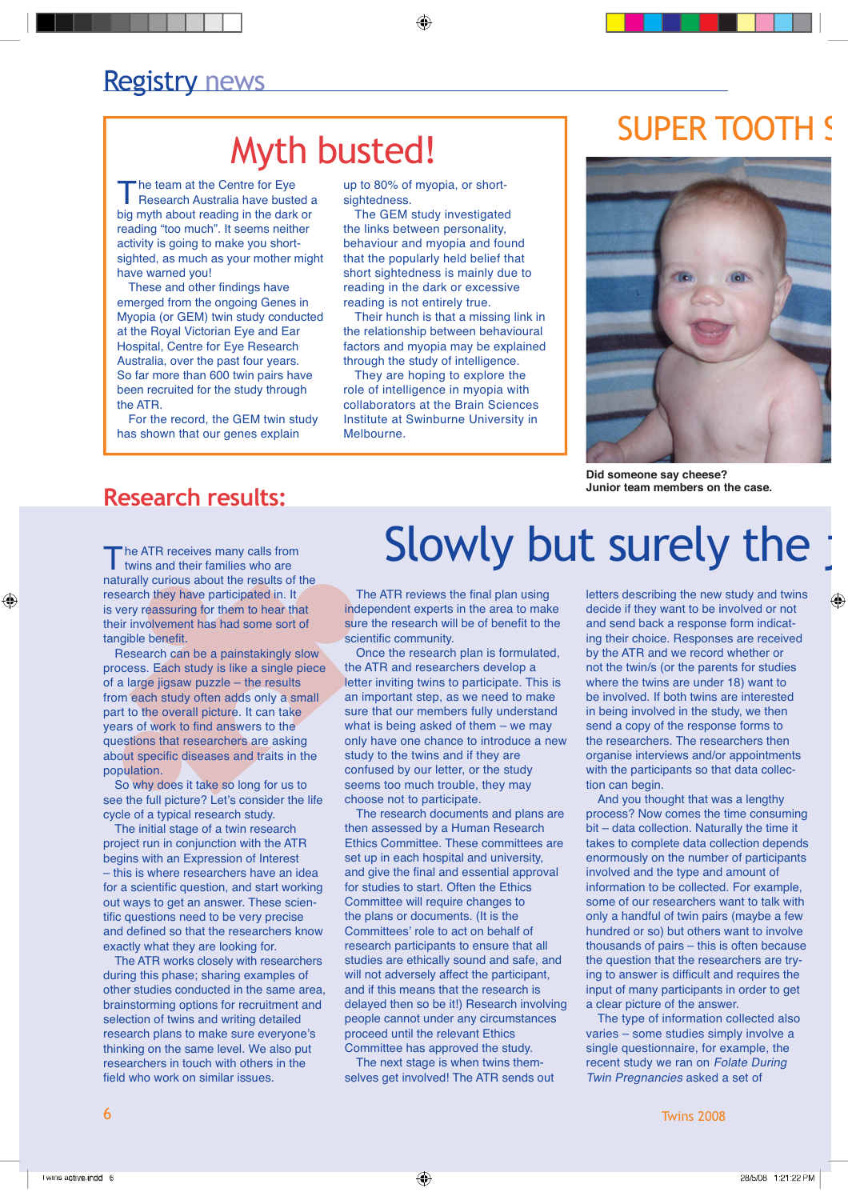## Registry news

# Myth busted!

The team at the Centre for Eye Research Australia have busted a big myth about reading in the dark or reading "too much". It seems neither activity is going to make you short-sighted, as much as your mother might have warned you!

These and other findings have emerged from the ongoing Genes in Myopia (or GEM) twin study conducted at the Royal Victorian Eye and Ear Hospital, Centre for Eye Research Australia, over the past four years. So far more than 600 twin pairs have been recruited for the study through the ATR.

For the record, the GEM twin study has shown that our genes explain up to 80% of myopia, or short-sightedness.

The GEM study investigated the links between personality, behaviour and myopia and found that the popularly held belief that short sightedness is mainly due to reading in the dark or excessive reading is not entirely true.

Their hunch is that a missing link in the relationship between behavioural factors and myopia may be explained through the study of intelligence.

They are hoping to explore the role of intelligence in myopia with collaborators at the Brain Sciences Institute at Swinburne University in Melbourne.

# SUPER TOOTH S

**Did someone say cheese? Junior team members on the case.**

## Research results:

# Slowly but surely the

The ATR receives many calls from twins and their families who are naturally curious about the results of the research they have participated in. It is very reassuring for them to hear that their involvement has had some sort of tangible benefit.

Research can be a painstakingly slow process. Each study is like a single piece of a large jigsaw puzzle – the results from each study often adds only a small part to the overall picture. It can take years of work to find answers to the questions that researchers are asking about specific diseases and traits in the population.

So why does it take so long for us to see the full picture? Let's consider the life cycle of a typical research study.

The initial stage of a twin research project run in conjunction with the ATR begins with an Expression of Interest – this is where researchers have an idea for a scientific question, and start working out ways to get an answer. These scientific questions need to be very precise and defined so that the researchers know exactly what they are looking for.

The ATR works closely with researchers during this phase; sharing examples of other studies conducted in the same area, brainstorming options for recruitment and selection of twins and writing detailed research plans to make sure everyone's thinking on the same level. We also put researchers in touch with others in the field who work on similar issues.

The ATR reviews the final plan using independent experts in the area to make sure the research will be of benefit to the scientific community.

Once the research plan is formulated, the ATR and researchers develop a letter inviting twins to participate. This is an important step, as we need to make sure that our members fully understand what is being asked of them – we may only have one chance to introduce a new study to the twins and if they are confused by our letter, or the study seems too much trouble, they may choose not to participate.

The research documents and plans are then assessed by a Human Research Ethics Committee. These committees are set up in each hospital and university, and give the final and essential approval for studies to start. Often the Ethics Committee will require changes to the plans or documents. (It is the Committees' role to act on behalf of research participants to ensure that all studies are ethically sound and safe, and will not adversely affect the participant, and if this means that the research is delayed then so be it!) Research involving people cannot under any circumstances proceed until the relevant Ethics Committee has approved the study.

The next stage is when twins themselves get involved! The ATR sends out letters describing the new study and twins decide if they want to be involved or not and send back a response form indicating their choice. Responses are received by the ATR and we record whether or not the twin/s (or the parents for studies where the twins are under 18) want to be involved. If both twins are interested in being involved in the study, we then send a copy of the response forms to the researchers. The researchers then organise interviews and/or appointments with the participants so that data collection can begin.

And you thought that was a lengthy process? Now comes the time consuming bit – data collection. Naturally the time it takes to complete data collection depends enormously on the number of participants involved and the type and amount of information to be collected. For example, some of our researchers want to talk with only a handful of twin pairs (maybe a few hundred or so) but others want to involve thousands of pairs – this is often because the question that the researchers are trying to answer is difficult and requires the input of many participants in order to get a clear picture of the answer.

The type of information collected also varies – some studies simply involve a single questionnaire, for example, the recent study we ran on *Folate During Twin Pregnancies* asked a set of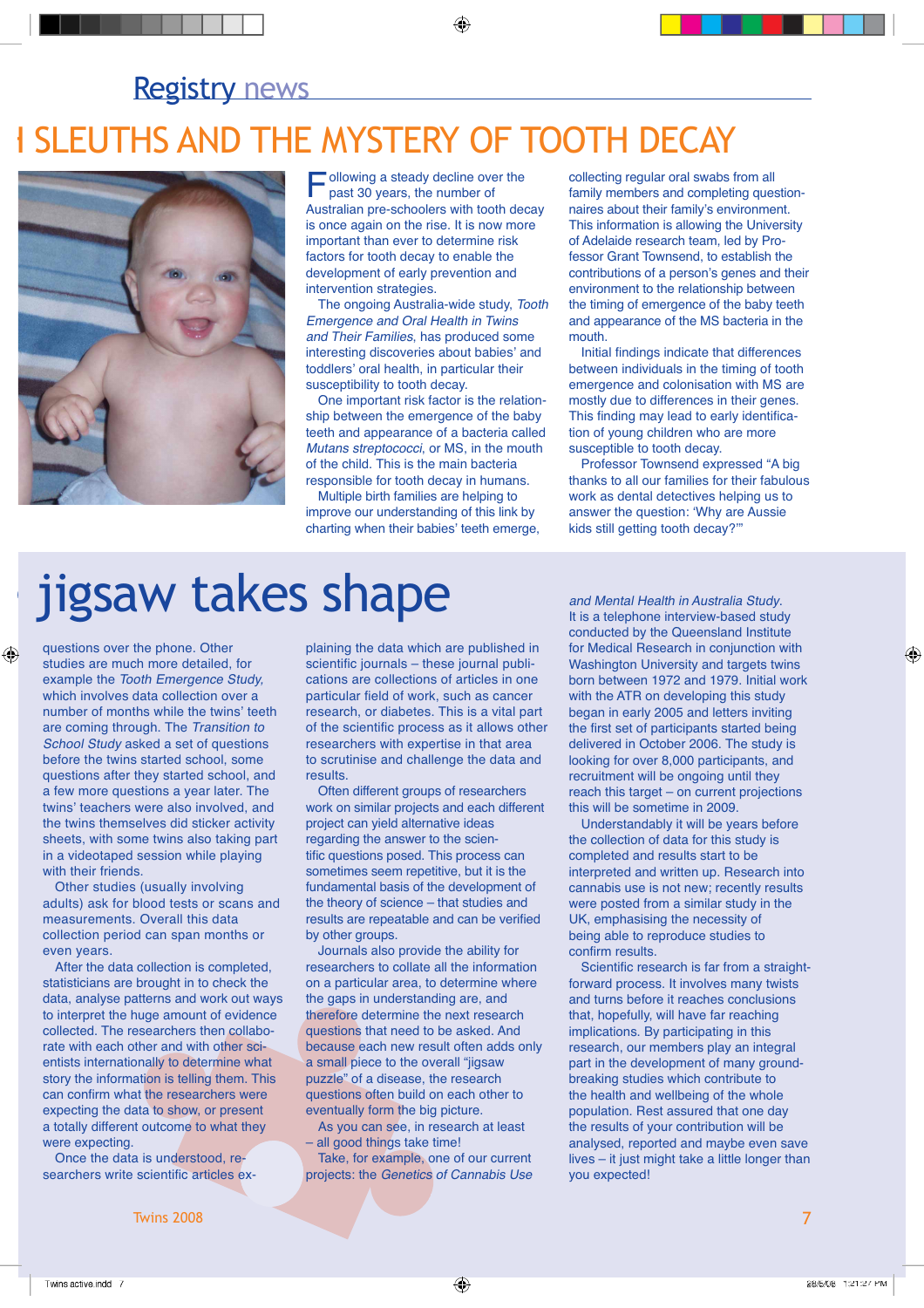## Registry news

# SLEUTHS AND THE MYSTERY OF TOOTH DECAY

Following a steady decline over the past 30 years, the number of Australian pre-schoolers with tooth decay is once again on the rise. It is now more important than ever to determine risk factors for tooth decay to enable the development of early prevention and intervention strategies.

The ongoing Australia-wide study, *Tooth Emergence and Oral Health in Twins and Their Families*, has produced some interesting discoveries about babies' and toddlers' oral health, in particular their susceptibility to tooth decay.

One important risk factor is the relationship between the emergence of the baby teeth and appearance of a bacteria called *Mutans streptococci*, or MS, in the mouth of the child. This is the main bacteria responsible for tooth decay in humans.

Multiple birth families are helping to improve our understanding of this link by charting when their babies' teeth emerge, collecting regular oral swabs from all family members and completing questionnaires about their family's environment. This information is allowing the University of Adelaide research team, led by Professor Grant Townsend, to establish the contributions of a person's genes and their environment to the relationship between the timing of emergence of the baby teeth and appearance of the MS bacteria in the mouth.

Initial findings indicate that differences between individuals in the timing of tooth emergence and colonisation with MS are mostly due to differences in their genes. This finding may lead to early identification of young children who are more susceptible to tooth decay.

Professor Townsend expressed "A big thanks to all our families for their fabulous work as dental detectives helping us to answer the question: 'Why are Aussie kids still getting tooth decay?'"

# jigsaw takes shape

questions over the phone. Other studies are much more detailed, for example the *Tooth Emergence Study*, which involves data collection over a number of months while the twins' teeth are coming through. The *Transition to School Study* asked a set of questions before the twins started school, some questions after they started school, and a few more questions a year later. The twins' teachers were also involved, and the twins themselves did sticker activity sheets, with some twins also taking part in a videotaped session while playing with their friends.

Other studies (usually involving adults) ask for blood tests or scans and measurements. Overall this data collection period can span months or even years.

After the data collection is completed, statisticians are brought in to check the data, analyse patterns and work out ways to interpret the huge amount of evidence collected. The researchers then collaborate with each other and with other scientists internationally to determine what story the information is telling them. This can confirm what the researchers were expecting the data to show, or present a totally different outcome to what they were expecting.

Once the data is understood, researchers write scientific articles explaining the data which are published in scientific journals – these journal publications are collections of articles in one particular field of work, such as cancer research, or diabetes. This is a vital part of the scientific process as it allows other researchers with expertise in that area to scrutinise and challenge the data and results.

Often different groups of researchers work on similar projects and each different project can yield alternative ideas regarding the answer to the scientific questions posed. This process can sometimes seem repetitive, but it is the fundamental basis of the development of the theory of science – that studies and results are repeatable and can be verified by other groups.

Journals also provide the ability for researchers to collate all the information on a particular area, to determine where the gaps in understanding are, and therefore determine the next research questions that need to be asked. And because each new result often adds only a small piece to the overall "jigsaw puzzle" of a disease, the research questions often build on each other to eventually form the big picture.

As you can see, in research at least – all good things take time!

Take, for example, one of our current projects: the *Genetics of Cannabis Use and Mental Health in Australia Study*. It is a telephone interview-based study conducted by the Queensland Institute for Medical Research in conjunction with Washington University and targets twins born between 1972 and 1979. Initial work with the ATR on developing this study began in early 2005 and letters inviting the first set of participants started being delivered in October 2006. The study is looking for over 8,000 participants, and recruitment will be ongoing until they reach this target – on current projections this will be sometime in 2009.

Understandably it will be years before the collection of data for this study is completed and results start to be interpreted and written up. Research into cannabis use is not new; recently results were posted from a similar study in the UK, emphasising the necessity of being able to reproduce studies to confirm results.

Scientific research is far from a straightforward process. It involves many twists and turns before it reaches conclusions that, hopefully, will have far reaching implications. By participating in this research, our members play an integral part in the development of many groundbreaking studies which contribute to the health and wellbeing of the whole population. Rest assured that one day the results of your contribution will be analysed, reported and maybe even save lives – it just might take a little longer than you expected!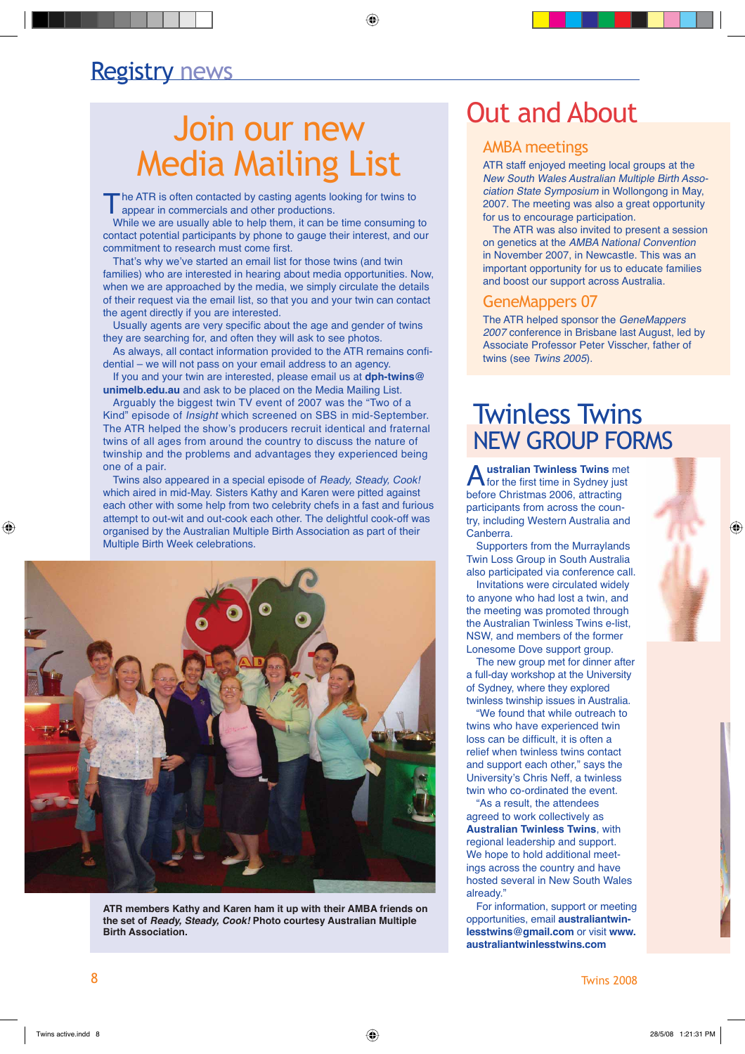## Registry news

# Join our new Media Mailing List

The ATR is often contacted by casting agents looking for twins to appear in commercials and other productions.

While we are usually able to help them, it can be time consuming to contact potential participants by phone to gauge their interest, and our commitment to research must come first.

That's why we've started an email list for those twins (and twin families) who are interested in hearing about media opportunities. Now, when we are approached by the media, we simply circulate the details of their request via the email list, so that you and your twin can contact the agent directly if you are interested.

Usually agents are very specific about the age and gender of twins they are searching for, and often they will ask to see photos.

As always, all contact information provided to the ATR remains confidential – we will not pass on your email address to an agency.

If you and your twin are interested, please email us at **dph-twins@unimelb.edu.au** and ask to be placed on the Media Mailing List.

Arguably the biggest twin TV event of 2007 was the "Two of a Kind" episode of *Insight* which screened on SBS in mid-September. The ATR helped the show's producers recruit identical and fraternal twins of all ages from around the country to discuss the nature of twinship and the problems and advantages they experienced being one of a pair.

Twins also appeared in a special episode of *Ready, Steady, Cook!* which aired in mid-May. Sisters Kathy and Karen were pitted against each other with some help from two celebrity chefs in a fast and furious attempt to out-wit and out-cook each other. The delightful cook-off was organised by the Australian Multiple Birth Association as part of their Multiple Birth Week celebrations.

**ATR members Kathy and Karen ham it up with their AMBA friends on the set of *Ready, Steady, Cook!* Photo courtesy Australian Multiple Birth Association.**

# Out and About

## AMBA meetings

ATR staff enjoyed meeting local groups at the *New South Wales Australian Multiple Birth Association State Symposium* in Wollongong in May, 2007. The meeting was also a great opportunity for us to encourage participation.

The ATR was also invited to present a session on genetics at the *AMBA National Convention* in November 2007, in Newcastle. This was an important opportunity for us to educate families and boost our support across Australia.

## GeneMappers 07

The ATR helped sponsor the *GeneMappers 2007* conference in Brisbane last August, led by Associate Professor Peter Visscher, father of twins (see *Twins 2005*).

# Twinless Twins NEW GROUP FORMS

**Australian Twinless Twins** met for the first time in Sydney just before Christmas 2006, attracting participants from across the country, including Western Australia and Canberra.

Supporters from the Murraylands Twin Loss Group in South Australia also participated via conference call.

Invitations were circulated widely to anyone who had lost a twin, and the meeting was promoted through the Australian Twinless Twins e-list, NSW, and members of the former Lonesome Dove support group.

The new group met for dinner after a full-day workshop at the University of Sydney, where they explored twinless twinship issues in Australia.

"We found that while outreach to twins who have experienced twin loss can be difficult, it is often a relief when twinless twins contact and support each other," says the University's Chris Neff, a twinless twin who co-ordinated the event.

"As a result, the attendees agreed to work collectively as **Australian Twinless Twins**, with regional leadership and support. We hope to hold additional meetings across the country and have hosted several in New South Wales already."

For information, support or meeting opportunities, email **australiantwinlesstwins@gmail.com** or visit **www.australiantwinlesstwins.com**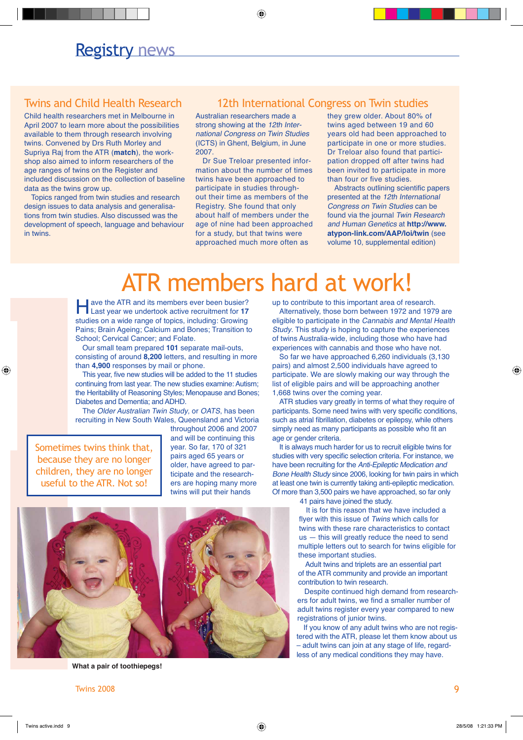# Registry news

## Twins and Child Health Research

Child health researchers met in Melbourne in April 2007 to learn more about the possibilities available to them through research involving twins. Convened by Drs Ruth Morley and Supriya Raj from the ATR (**match**), the workshop also aimed to inform researchers of the age ranges of twins on the Register and included discussion on the collection of baseline data as the twins grow up.

Topics ranged from twin studies and research design issues to data analysis and generalisations from twin studies. Also discussed was the development of speech, language and behaviour in twins.

## 12th International Congress on Twin studies

Australian researchers made a strong showing at the *12th International Congress on Twin Studies* (ICTS) in Ghent, Belgium, in June 2007.

Dr Sue Treloar presented information about the number of times twins have been approached to participate in studies throughout their time as members of the Registry. She found that only about half of members under the age of nine had been approached for a study, but that twins were approached much more often as they grew older. About 80% of twins aged between 19 and 60 years old had been approached to participate in one or more studies. Dr Treloar also found that participation dropped off after twins had been invited to participate in more than four or five studies.

Abstracts outlining scientific papers presented at the *12th International Congress on Twin Studies* can be found via the journal *Twin Research and Human Genetics* at **http://www.atypon-link.com/AAP/loi/twin** (see volume 10, supplemental edition)

# ATR members hard at work!

Have the ATR and its members ever been busier? Last year we undertook active recruitment for **17** studies on a wide range of topics, including: Growing Pains; Brain Ageing; Calcium and Bones; Transition to School; Cervical Cancer; and Folate.

Our small team prepared **101** separate mail-outs, consisting of around **8,200** letters, and resulting in more than **4,900** responses by mail or phone.

This year, five new studies will be added to the 11 studies continuing from last year. The new studies examine: Autism; the Heritability of Reasoning Styles; Menopause and Bones; Diabetes and Dementia; and ADHD.

The *Older Australian Twin Study*, or *OATS*, has been recruiting in New South Wales, Queensland and Victoria throughout 2006 and 2007 and will be continuing this year. So far, 170 of 321 pairs aged 65 years or older, have agreed to participate and the researchers are hoping many more twins will put their hands up to contribute to this important area of research.

> Sometimes twins think that, because they are no longer children, they are no longer useful to the ATR. Not so!

Alternatively, those born between 1972 and 1979 are eligible to participate in the *Cannabis and Mental Health Study*. This study is hoping to capture the experiences of twins Australia-wide, including those who have had experiences with cannabis and those who have not.

So far we have approached 6,260 individuals (3,130 pairs) and almost 2,500 individuals have agreed to participate. We are slowly making our way through the list of eligible pairs and will be approaching another 1,668 twins over the coming year.

ATR studies vary greatly in terms of what they require of participants. Some need twins with very specific conditions, such as atrial fibrillation, diabetes or epilepsy, while others simply need as many participants as possible who fit an age or gender criteria.

It is always much harder for us to recruit eligible twins for studies with very specific selection criteria. For instance, we have been recruiting for the *Anti-Epileptic Medication and Bone Health Study* since 2006, looking for twin pairs in which at least one twin is currently taking anti-epileptic medication. Of more than 3,500 pairs we have approached, so far only 41 pairs have joined the study.

It is for this reason that we have included a flyer with this issue of *Twins* which calls for twins with these rare characteristics to contact us — this will greatly reduce the need to send multiple letters out to search for twins eligible for these important studies.

Adult twins and triplets are an essential part of the ATR community and provide an important contribution to twin research.

Despite continued high demand from researchers for adult twins, we find a smaller number of adult twins register every year compared to new registrations of junior twins.

If you know of any adult twins who are not registered with the ATR, please let them know about us – adult twins can join at any stage of life, regardless of any medical conditions they may have.

**What a pair of toothiepegs!**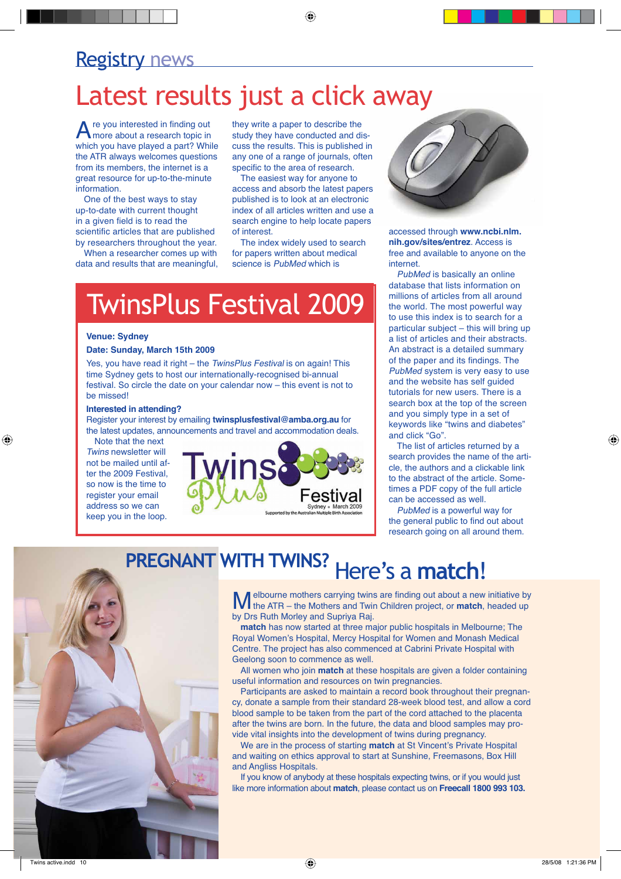## Registry news

# Latest results just a click away

Are you interested in finding out more about a research topic in which you have played a part? While the ATR always welcomes questions from its members, the internet is a great resource for up-to-the-minute information.

One of the best ways to stay up-to-date with current thought in a given field is to read the scientific articles that are published by researchers throughout the year.

When a researcher comes up with data and results that are meaningful, they write a paper to describe the study they have conducted and discuss the results. This is published in any one of a range of journals, often specific to the area of research.

The easiest way for anyone to access and absorb the latest papers published is to look at an electronic index of all articles written and use a search engine to help locate papers of interest.

The index widely used to search for papers written about medical science is *PubMed* which is accessed through **www.ncbi.nlm.nih.gov/sites/entrez**. Access is free and available to anyone on the internet.

*PubMed* is basically an online database that lists information on millions of articles from all around the world. The most powerful way to use this index is to search for a particular subject – this will bring up a list of articles and their abstracts. An abstract is a detailed summary of the paper and its findings. The *PubMed* system is very easy to use and the website has self guided tutorials for new users. There is a search box at the top of the screen and you simply type in a set of keywords like "twins and diabetes" and click "Go".

The list of articles returned by a search provides the name of the article, the authors and a clickable link to the abstract of the article. Sometimes a PDF copy of the full article can be accessed as well.

*PubMed* is a powerful way for the general public to find out about research going on all around them.

# TwinsPlus Festival 2009

**Venue: Sydney**

**Date: Sunday, March 15th 2009**

Yes, you have read it right – the *TwinsPlus Festival* is on again! This time Sydney gets to host our internationally-recognised bi-annual festival. So circle the date on your calendar now – this event is not to be missed!

**Interested in attending?**

Register your interest by emailing **twinsplusfestival@amba.org.au** for the latest updates, announcements and travel and accommodation deals.

Note that the next *Twins* newsletter will not be mailed until after the 2009 Festival, so now is the time to register your email address so we can keep you in the loop.

Twins Plus Festival
Sydney • March 2009
Supported by the Australian Multiple Birth Association

# PREGNANT WITH TWINS? Here's a match!

Melbourne mothers carrying twins are finding out about a new initiative by the ATR – the Mothers and Twin Children project, or **match**, headed up by Drs Ruth Morley and Supriya Raj.

**match** has now started at three major public hospitals in Melbourne; The Royal Women's Hospital, Mercy Hospital for Women and Monash Medical Centre. The project has also commenced at Cabrini Private Hospital with Geelong soon to commence as well.

All women who join **match** at these hospitals are given a folder containing useful information and resources on twin pregnancies.

Participants are asked to maintain a record book throughout their pregnancy, donate a sample from their standard 28-week blood test, and allow a cord blood sample to be taken from the part of the cord attached to the placenta after the twins are born. In the future, the data and blood samples may provide vital insights into the development of twins during pregnancy.

We are in the process of starting **match** at St Vincent's Private Hospital and waiting on ethics approval to start at Sunshine, Freemasons, Box Hill and Angliss Hospitals.

If you know of anybody at these hospitals expecting twins, or if you would just like more information about **match**, please contact us on **Freecall 1800 993 103.**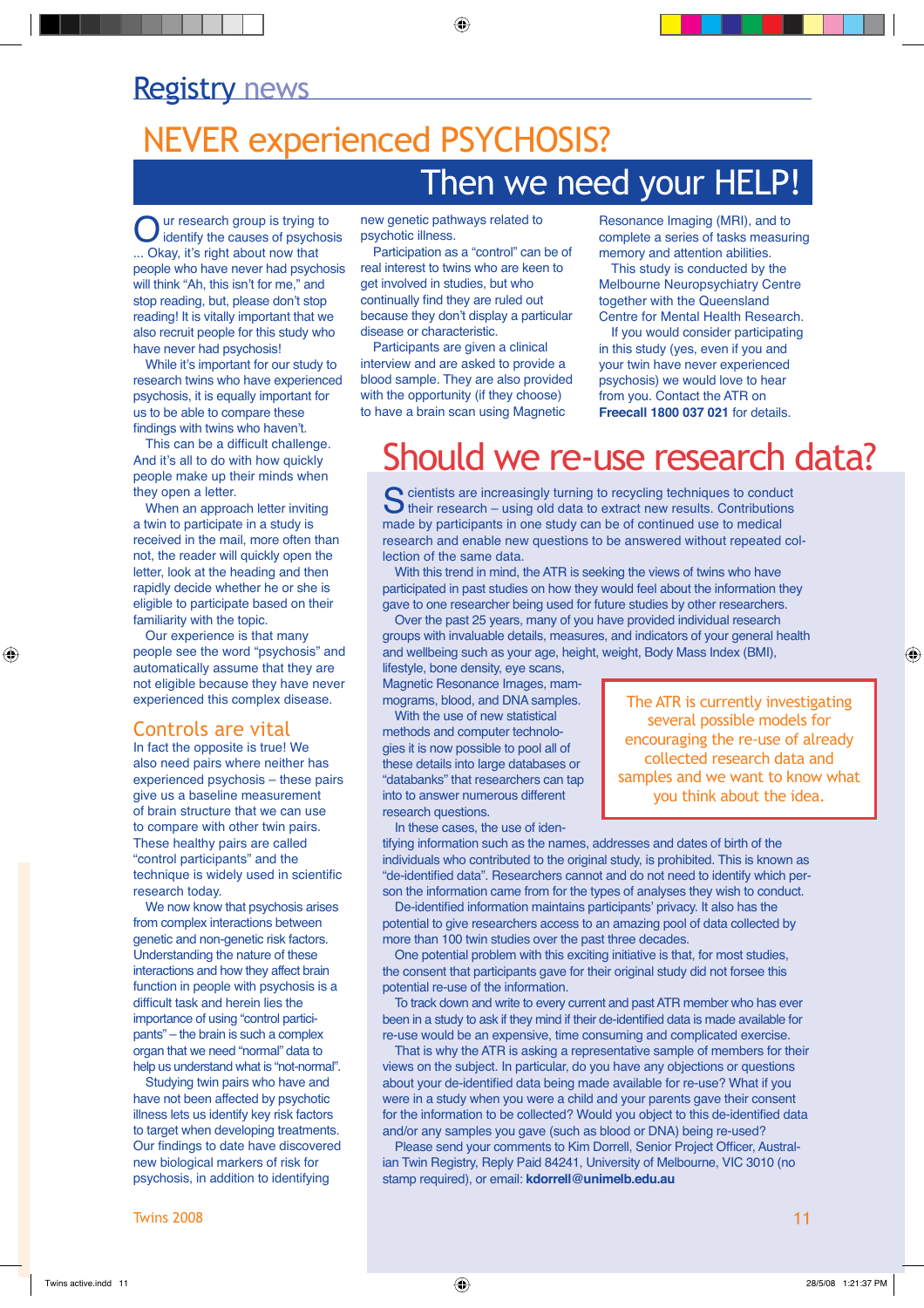## Registry news

# NEVER experienced PSYCHOSIS?

## Then we need your HELP!

Our research group is trying to identify the causes of psychosis ... Okay, it's right about now that people who have never had psychosis will think "Ah, this isn't for me," and stop reading, but, please don't stop reading! It is vitally important that we also recruit people for this study who have never had psychosis!

While it's important for our study to research twins who have experienced psychosis, it is equally important for us to be able to compare these findings with twins who haven't.

This can be a difficult challenge. And it's all to do with how quickly people make up their minds when they open a letter.

When an approach letter inviting a twin to participate in a study is received in the mail, more often than not, the reader will quickly open the letter, look at the heading and then rapidly decide whether he or she is eligible to participate based on their familiarity with the topic.

Our experience is that many people see the word "psychosis" and automatically assume that they are not eligible because they have never experienced this complex disease.

### Controls are vital

In fact the opposite is true! We also need pairs where neither has experienced psychosis – these pairs give us a baseline measurement of brain structure that we can use to compare with other twin pairs. These healthy pairs are called "control participants" and the technique is widely used in scientific research today.

We now know that psychosis arises from complex interactions between genetic and non-genetic risk factors. Understanding the nature of these interactions and how they affect brain function in people with psychosis is a difficult task and herein lies the importance of using "control participants" – the brain is such a complex organ that we need "normal" data to help us understand what is "not-normal".

Studying twin pairs who have and have not been affected by psychotic illness lets us identify key risk factors to target when developing treatments. Our findings to date have discovered new biological markers of risk for psychosis, in addition to identifying new genetic pathways related to psychotic illness.

Participation as a "control" can be of real interest to twins who are keen to get involved in studies, but who continually find they are ruled out because they don't display a particular disease or characteristic.

Participants are given a clinical interview and are asked to provide a blood sample. They are also provided with the opportunity (if they choose) to have a brain scan using Magnetic Resonance Imaging (MRI), and to complete a series of tasks measuring memory and attention abilities.

This study is conducted by the Melbourne Neuropsychiatry Centre together with the Queensland Centre for Mental Health Research.

If you would consider participating in this study (yes, even if you and your twin have never experienced psychosis) we would love to hear from you. Contact the ATR on **Freecall 1800 037 021** for details.

# Should we re-use research data?

Scientists are increasingly turning to recycling techniques to conduct their research – using old data to extract new results. Contributions made by participants in one study can be of continued use to medical research and enable new questions to be answered without repeated collection of the same data.

With this trend in mind, the ATR is seeking the views of twins who have participated in past studies on how they would feel about the information they gave to one researcher being used for future studies by other researchers.

Over the past 25 years, many of you have provided individual research groups with invaluable details, measures, and indicators of your general health and wellbeing such as your age, height, weight, Body Mass Index (BMI), lifestyle, bone density, eye scans, Magnetic Resonance Images, mammograms, blood, and DNA samples.

With the use of new statistical methods and computer technologies it is now possible to pool all of these details into large databases or "databanks" that researchers can tap into to answer numerous different research questions.

> The ATR is currently investigating several possible models for encouraging the re-use of already collected research data and samples and we want to know what you think about the idea.

In these cases, the use of identifying information such as the names, addresses and dates of birth of the individuals who contributed to the original study, is prohibited. This is known as "de-identified data". Researchers cannot and do not need to identify which person the information came from for the types of analyses they wish to conduct.

De-identified information maintains participants' privacy. It also has the potential to give researchers access to an amazing pool of data collected by more than 100 twin studies over the past three decades.

One potential problem with this exciting initiative is that, for most studies, the consent that participants gave for their original study did not forsee this potential re-use of the information.

To track down and write to every current and past ATR member who has ever been in a study to ask if they mind if their de-identified data is made available for re-use would be an expensive, time consuming and complicated exercise.

That is why the ATR is asking a representative sample of members for their views on the subject. In particular, do you have any objections or questions about your de-identified data being made available for re-use? What if you were in a study when you were a child and your parents gave their consent for the information to be collected? Would you object to this de-identified data and/or any samples you gave (such as blood or DNA) being re-used?

Please send your comments to Kim Dorrell, Senior Project Officer, Australian Twin Registry, Reply Paid 84241, University of Melbourne, VIC 3010 (no stamp required), or email: **kdorrell@unimelb.edu.au**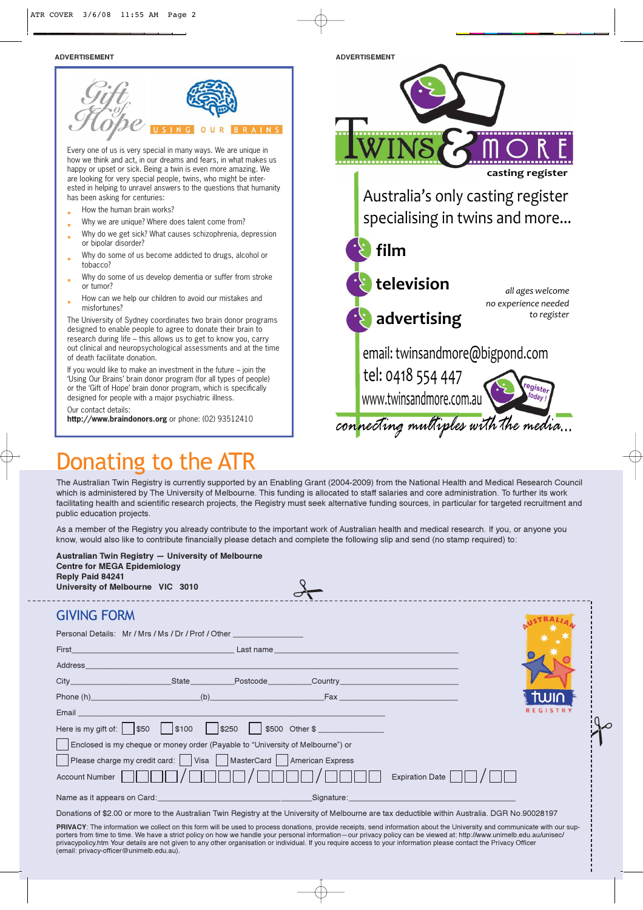ADVERTISEMENT

## Gift of Hope — USING OUR BRAINS

Every one of us is very special in many ways. We are unique in how we think and act, in our dreams and fears, in what makes us happy or upset or sick. Being a twin is even more amazing. We are looking for very special people, twins, who might be interested in helping to unravel answers to the questions that humanity has been asking for centuries:

- How the human brain works?
- Why we are unique? Where does talent come from?
- Why do we get sick? What causes schizophrenia, depression or bipolar disorder?
- Why do some of us become addicted to drugs, alcohol or tobacco?
- Why do some of us develop dementia or suffer from stroke or tumor?
- How can we help our children to avoid our mistakes and misfortunes?

The University of Sydney coordinates two brain donor programs designed to enable people to agree to donate their brain to research during life – this allows us to get to know you, carry out clinical and neuropsychological assessments and at the time of death facilitate donation.

If you would like to make an investment in the future – join the 'Using Our Brains' brain donor program (for all types of people) or the 'Gift of Hope' brain donor program, which is specifically designed for people with a major psychiatric illness.

Our contact details:
**http://www.braindonors.org** or phone: (02) 93512410

ADVERTISEMENT

## TWINS & MORE casting register

Australia's only casting register specialising in twins and more...

- film
- television
- advertising

*all ages welcome*
*no experience needed*
*to register*

email: twinsandmore@bigpond.com
tel: 0418 554 447
www.twinsandmore.com.au

register today!

*connecting multiples with the media...*

# Donating to the ATR

The Australian Twin Registry is currently supported by an Enabling Grant (2004-2009) from the National Health and Medical Research Council which is administered by The University of Melbourne. This funding is allocated to staff salaries and core administration. To further its work facilitating health and scientific research projects, the Registry must seek alternative funding sources, in particular for targeted recruitment and public education projects.

As a member of the Registry you already contribute to the important work of Australian health and medical research. If you, or anyone you know, would also like to contribute financially please detach and complete the following slip and send (no stamp required) to:

**Australian Twin Registry — University of Melbourne**
**Centre for MEGA Epidemiology**
**Reply Paid 84241**
**University of Melbourne VIC 3010**

## GIVING FORM

Personal Details: Mr / Mrs / Ms / Dr / Prof / Other ______________

First______________________________ Last name______________________________

Address______________________________

City______________ State__________ Postcode__________ Country______________

Phone (h)______________ (b)______________ Fax______________

Email______________________________

Here is my gift of: ☐ $50 ☐ $100 ☐ $250 ☐ $500 Other $ ______________

☐ Enclosed is my cheque or money order (Payable to "University of Melbourne") or

☐ Please charge my credit card: ☐ Visa ☐ MasterCard ☐ American Express

Account Number ☐☐☐☐/☐☐☐☐/☐☐☐☐/☐☐☐☐ Expiration Date ☐☐/☐☐

Name as it appears on Card:______________________________ Signature:______________________________

Donations of $2.00 or more to the Australian Twin Registry at the University of Melbourne are tax deductible within Australia. DGR No.90028197

**PRIVACY**: The information we collect on this form will be used to process donations, provide receipts, send information about the University and communicate with our supporters from time to time. We have a strict policy on how we handle your personal information—our privacy policy can be viewed at: http://www.unimelb.edu.au/unisec/privacypolicy.htm Your details are not given to any other organisation or individual. If you require access to your information please contact the Privacy Officer (email: privacy-officer@unimelb.edu.au).

AUSTRALIAN twin REGISTRY